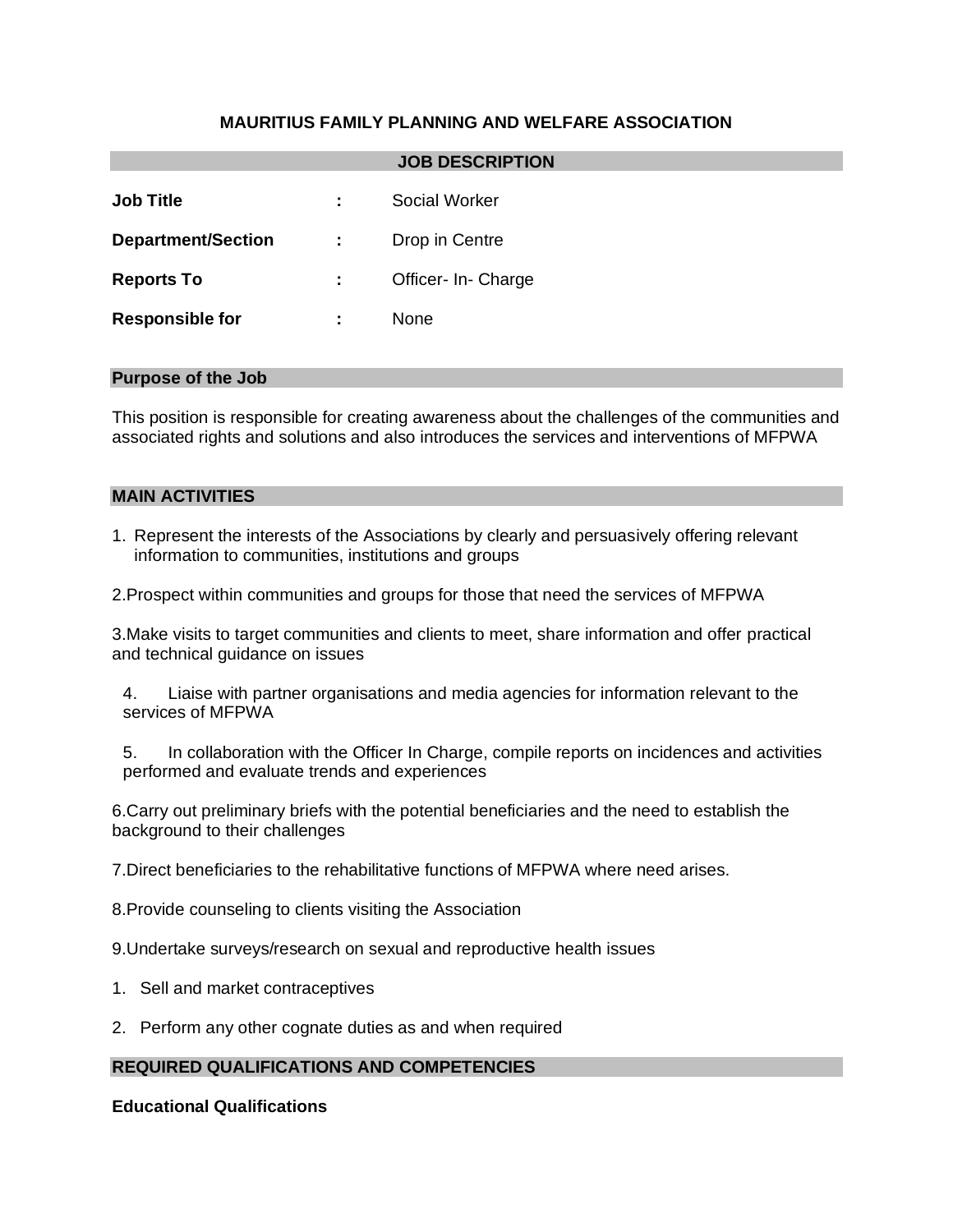# MAURITIUS FAMILY PLANNING AND WELFARE ASSOCIATION

## JOB DESCRIPTION

| | | |
|---|---|---|
| **Job Title** | : | Social Worker |
| **Department/Section** | : | Drop in Centre |
| **Reports To** | : | Officer- In- Charge |
| **Responsible for** | : | None |

## Purpose of the Job

This position is responsible for creating awareness about the challenges of the communities and associated rights and solutions and also introduces the services and interventions of MFPWA

## MAIN ACTIVITIES

1. Represent the interests of the Associations by clearly and persuasively offering relevant information to communities, institutions and groups

2.Prospect within communities and groups for those that need the services of MFPWA

3.Make visits to target communities and clients to meet, share information and offer practical and technical guidance on issues

4. Liaise with partner organisations and media agencies for information relevant to the services of MFPWA

5. In collaboration with the Officer In Charge, compile reports on incidences and activities performed and evaluate trends and experiences

6.Carry out preliminary briefs with the potential beneficiaries and the need to establish the background to their challenges

7.Direct beneficiaries to the rehabilitative functions of MFPWA where need arises.

8.Provide counseling to clients visiting the Association

9.Undertake surveys/research on sexual and reproductive health issues

1. Sell and market contraceptives

2. Perform any other cognate duties as and when required

## REQUIRED QUALIFICATIONS AND COMPETENCIES

**Educational Qualifications**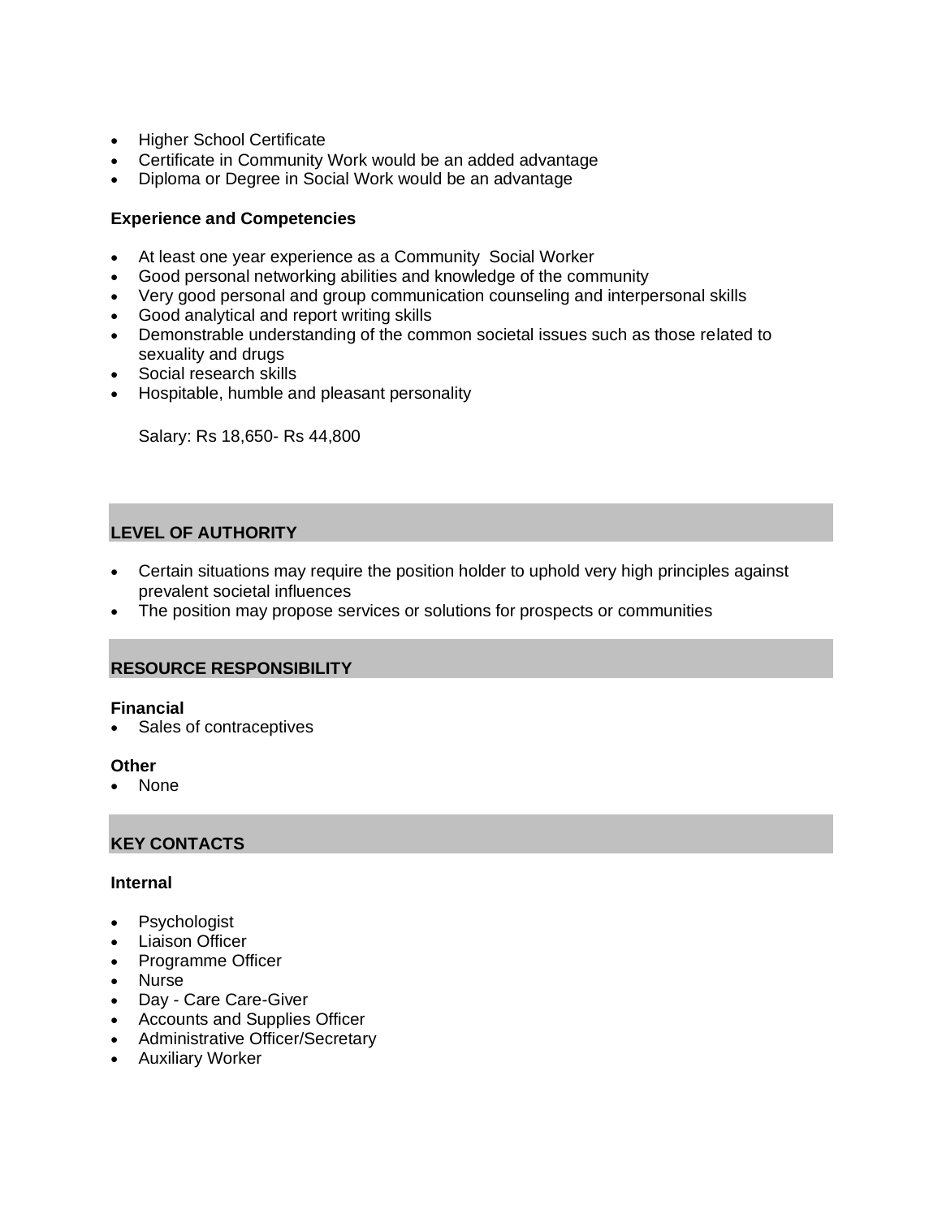- Higher School Certificate
- Certificate in Community Work would be an added advantage
- Diploma or Degree in Social Work would be an advantage

**Experience and Competencies**

- At least one year experience as a Community Social Worker
- Good personal networking abilities and knowledge of the community
- Very good personal and group communication counseling and interpersonal skills
- Good analytical and report writing skills
- Demonstrable understanding of the common societal issues such as those related to sexuality and drugs
- Social research skills
- Hospitable, humble and pleasant personality

Salary: Rs 18,650- Rs 44,800

## LEVEL OF AUTHORITY

- Certain situations may require the position holder to uphold very high principles against prevalent societal influences
- The position may propose services or solutions for prospects or communities

## RESOURCE RESPONSIBILITY

**Financial**

- Sales of contraceptives

**Other**

- None

## KEY CONTACTS

**Internal**

- Psychologist
- Liaison Officer
- Programme Officer
- Nurse
- Day - Care Care-Giver
- Accounts and Supplies Officer
- Administrative Officer/Secretary
- Auxiliary Worker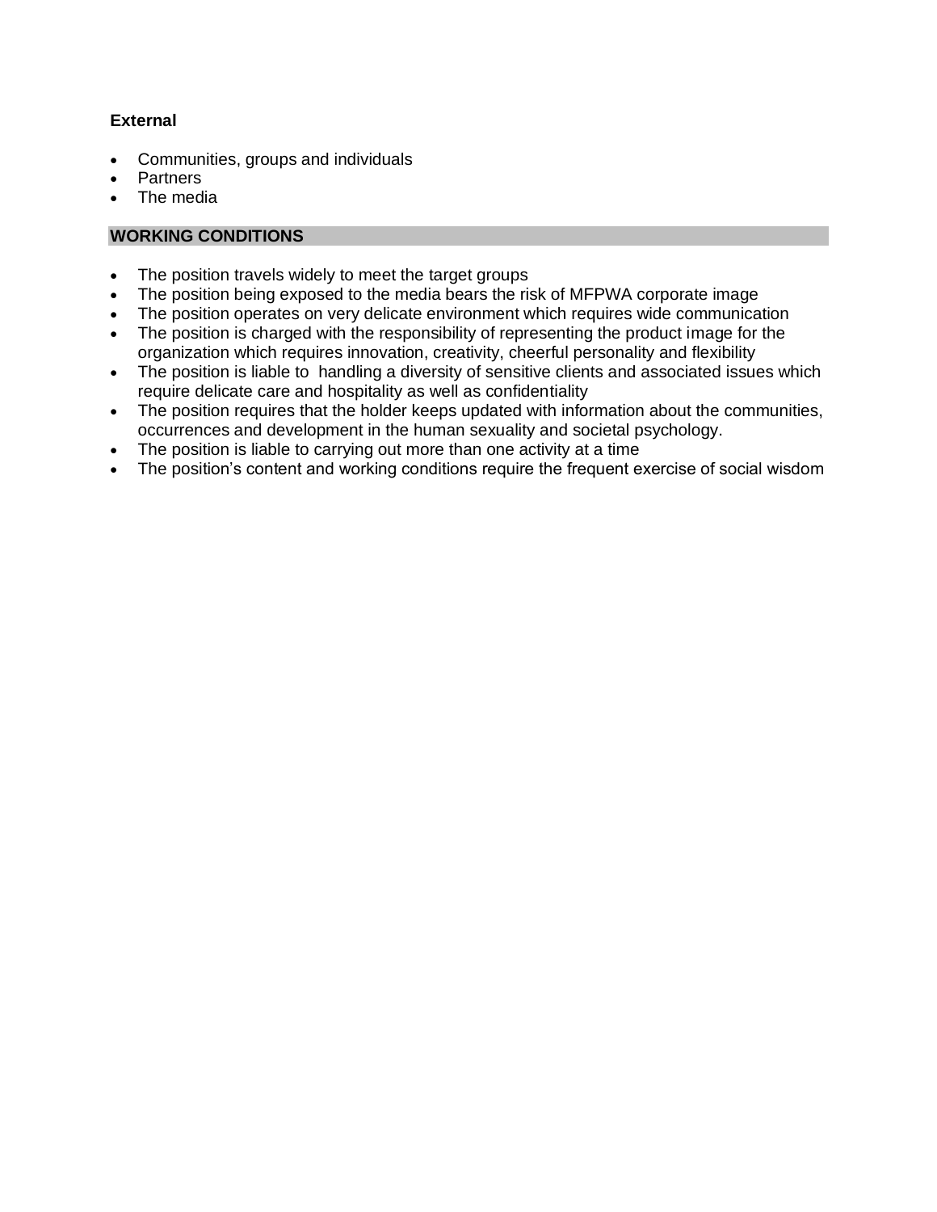**External**

- Communities, groups and individuals
- Partners
- The media

## WORKING CONDITIONS

- The position travels widely to meet the target groups
- The position being exposed to the media bears the risk of MFPWA corporate image
- The position operates on very delicate environment which requires wide communication
- The position is charged with the responsibility of representing the product image for the organization which requires innovation, creativity, cheerful personality and flexibility
- The position is liable to handling a diversity of sensitive clients and associated issues which require delicate care and hospitality as well as confidentiality
- The position requires that the holder keeps updated with information about the communities, occurrences and development in the human sexuality and societal psychology.
- The position is liable to carrying out more than one activity at a time
- The position's content and working conditions require the frequent exercise of social wisdom